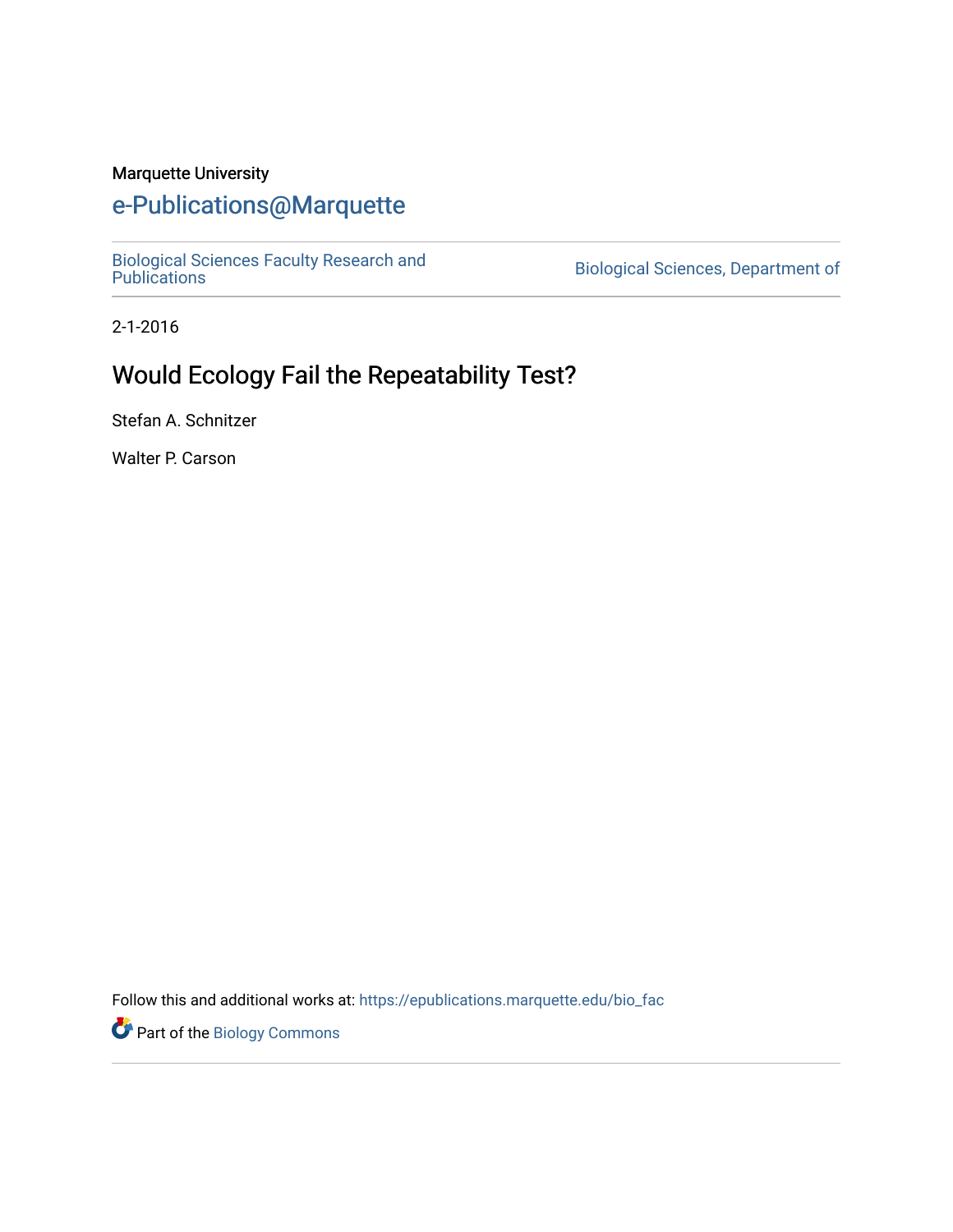Marquette University

e-Publications@Marquette

Biological Sciences Faculty Research and Publications

Biological Sciences, Department of

2-1-2016

# Would Ecology Fail the Repeatability Test?

Stefan A. Schnitzer

Walter P. Carson

Follow this and additional works at: https://epublications.marquette.edu/bio_fac

Part of the Biology Commons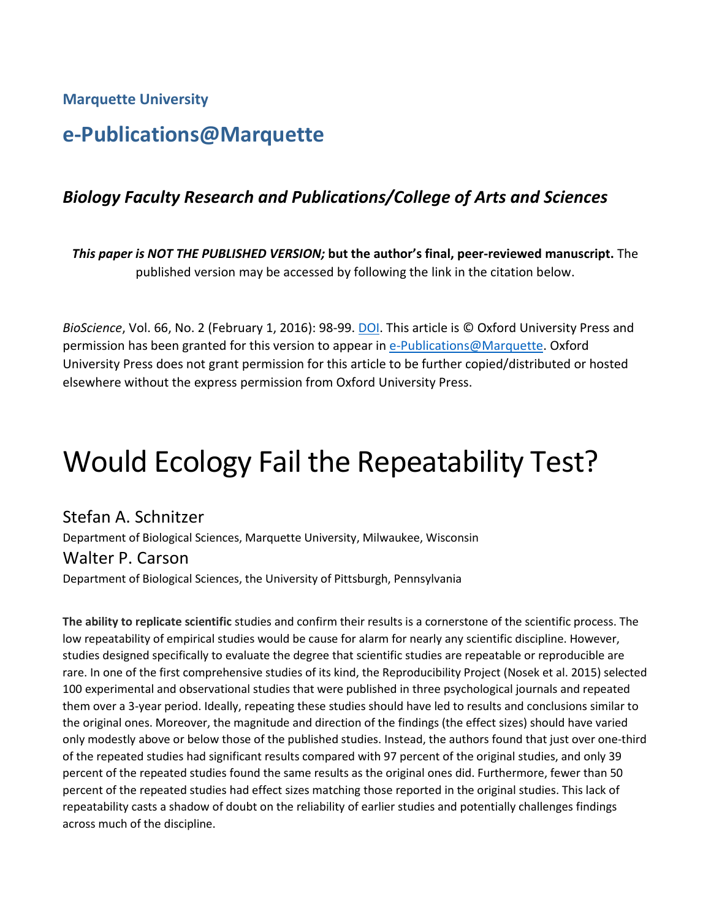**Marquette University**

## e-Publications@Marquette

### *Biology Faculty Research and Publications/College of Arts and Sciences*

***This paper is NOT THE PUBLISHED VERSION;* but the author's final, peer-reviewed manuscript.** The published version may be accessed by following the link in the citation below.

*BioScience*, Vol. 66, No. 2 (February 1, 2016): 98-99. DOI. This article is © Oxford University Press and permission has been granted for this version to appear in e-Publications@Marquette. Oxford University Press does not grant permission for this article to be further copied/distributed or hosted elsewhere without the express permission from Oxford University Press.

# Would Ecology Fail the Repeatability Test?

Stefan A. Schnitzer
Department of Biological Sciences, Marquette University, Milwaukee, Wisconsin

Walter P. Carson
Department of Biological Sciences, the University of Pittsburgh, Pennsylvania

**The ability to replicate scientific** studies and confirm their results is a cornerstone of the scientific process. The low repeatability of empirical studies would be cause for alarm for nearly any scientific discipline. However, studies designed specifically to evaluate the degree that scientific studies are repeatable or reproducible are rare. In one of the first comprehensive studies of its kind, the Reproducibility Project (Nosek et al. 2015) selected 100 experimental and observational studies that were published in three psychological journals and repeated them over a 3-year period. Ideally, repeating these studies should have led to results and conclusions similar to the original ones. Moreover, the magnitude and direction of the findings (the effect sizes) should have varied only modestly above or below those of the published studies. Instead, the authors found that just over one-third of the repeated studies had significant results compared with 97 percent of the original studies, and only 39 percent of the repeated studies found the same results as the original ones did. Furthermore, fewer than 50 percent of the repeated studies had effect sizes matching those reported in the original studies. This lack of repeatability casts a shadow of doubt on the reliability of earlier studies and potentially challenges findings across much of the discipline.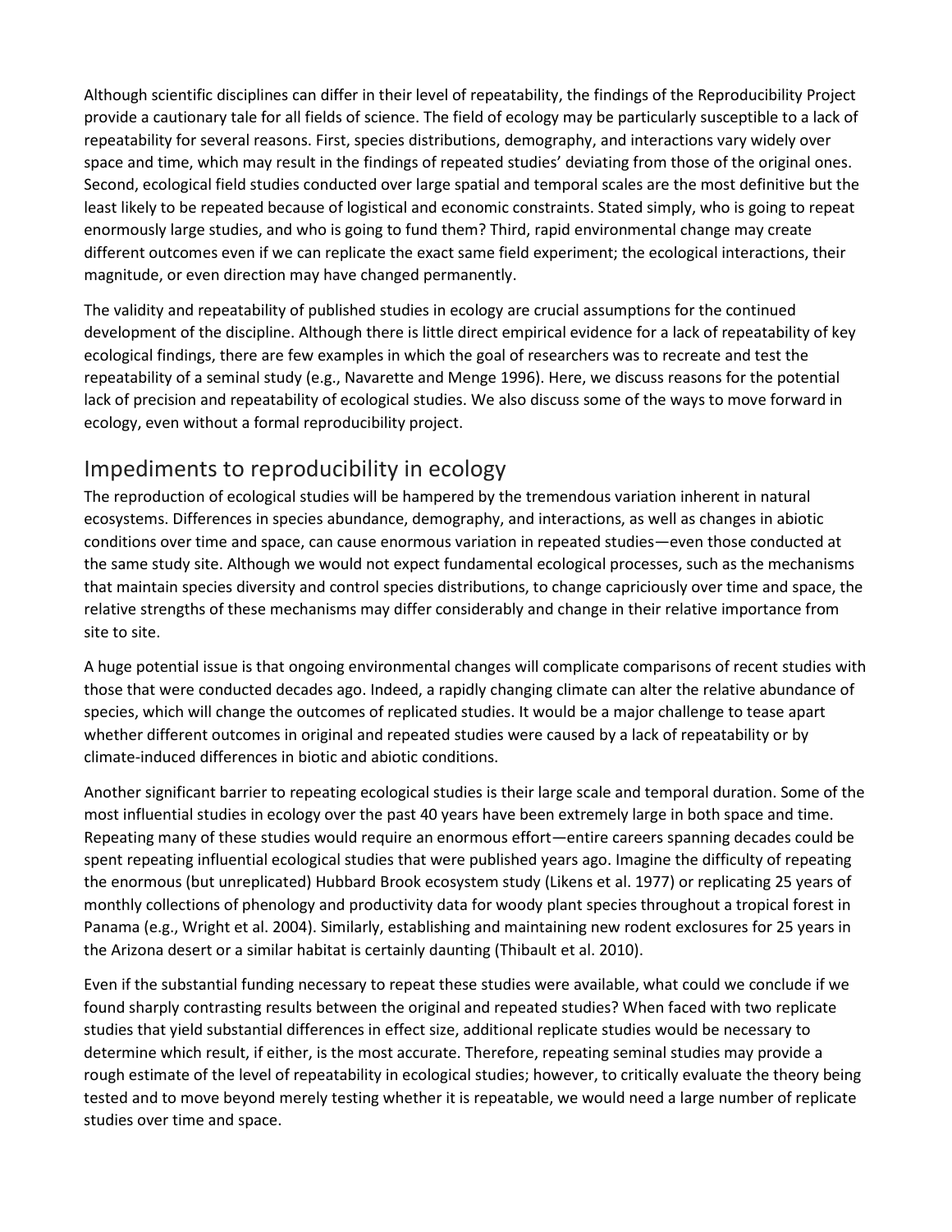Although scientific disciplines can differ in their level of repeatability, the findings of the Reproducibility Project provide a cautionary tale for all fields of science. The field of ecology may be particularly susceptible to a lack of repeatability for several reasons. First, species distributions, demography, and interactions vary widely over space and time, which may result in the findings of repeated studies' deviating from those of the original ones. Second, ecological field studies conducted over large spatial and temporal scales are the most definitive but the least likely to be repeated because of logistical and economic constraints. Stated simply, who is going to repeat enormously large studies, and who is going to fund them? Third, rapid environmental change may create different outcomes even if we can replicate the exact same field experiment; the ecological interactions, their magnitude, or even direction may have changed permanently.

The validity and repeatability of published studies in ecology are crucial assumptions for the continued development of the discipline. Although there is little direct empirical evidence for a lack of repeatability of key ecological findings, there are few examples in which the goal of researchers was to recreate and test the repeatability of a seminal study (e.g., Navarette and Menge 1996). Here, we discuss reasons for the potential lack of precision and repeatability of ecological studies. We also discuss some of the ways to move forward in ecology, even without a formal reproducibility project.

## Impediments to reproducibility in ecology

The reproduction of ecological studies will be hampered by the tremendous variation inherent in natural ecosystems. Differences in species abundance, demography, and interactions, as well as changes in abiotic conditions over time and space, can cause enormous variation in repeated studies—even those conducted at the same study site. Although we would not expect fundamental ecological processes, such as the mechanisms that maintain species diversity and control species distributions, to change capriciously over time and space, the relative strengths of these mechanisms may differ considerably and change in their relative importance from site to site.

A huge potential issue is that ongoing environmental changes will complicate comparisons of recent studies with those that were conducted decades ago. Indeed, a rapidly changing climate can alter the relative abundance of species, which will change the outcomes of replicated studies. It would be a major challenge to tease apart whether different outcomes in original and repeated studies were caused by a lack of repeatability or by climate-induced differences in biotic and abiotic conditions.

Another significant barrier to repeating ecological studies is their large scale and temporal duration. Some of the most influential studies in ecology over the past 40 years have been extremely large in both space and time. Repeating many of these studies would require an enormous effort—entire careers spanning decades could be spent repeating influential ecological studies that were published years ago. Imagine the difficulty of repeating the enormous (but unreplicated) Hubbard Brook ecosystem study (Likens et al. 1977) or replicating 25 years of monthly collections of phenology and productivity data for woody plant species throughout a tropical forest in Panama (e.g., Wright et al. 2004). Similarly, establishing and maintaining new rodent exclosures for 25 years in the Arizona desert or a similar habitat is certainly daunting (Thibault et al. 2010).

Even if the substantial funding necessary to repeat these studies were available, what could we conclude if we found sharply contrasting results between the original and repeated studies? When faced with two replicate studies that yield substantial differences in effect size, additional replicate studies would be necessary to determine which result, if either, is the most accurate. Therefore, repeating seminal studies may provide a rough estimate of the level of repeatability in ecological studies; however, to critically evaluate the theory being tested and to move beyond merely testing whether it is repeatable, we would need a large number of replicate studies over time and space.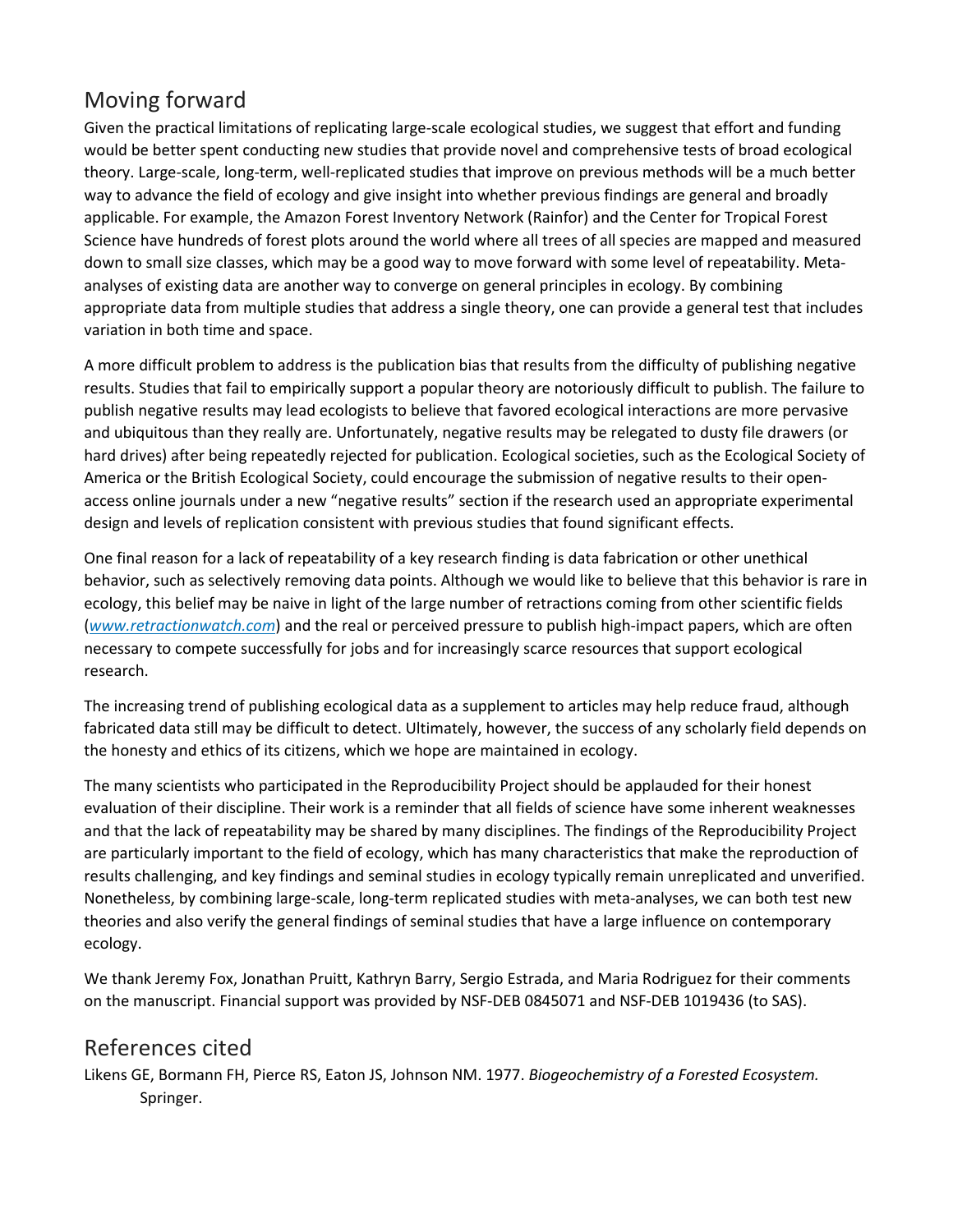## Moving forward

Given the practical limitations of replicating large-scale ecological studies, we suggest that effort and funding would be better spent conducting new studies that provide novel and comprehensive tests of broad ecological theory. Large-scale, long-term, well-replicated studies that improve on previous methods will be a much better way to advance the field of ecology and give insight into whether previous findings are general and broadly applicable. For example, the Amazon Forest Inventory Network (Rainfor) and the Center for Tropical Forest Science have hundreds of forest plots around the world where all trees of all species are mapped and measured down to small size classes, which may be a good way to move forward with some level of repeatability. Meta-analyses of existing data are another way to converge on general principles in ecology. By combining appropriate data from multiple studies that address a single theory, one can provide a general test that includes variation in both time and space.

A more difficult problem to address is the publication bias that results from the difficulty of publishing negative results. Studies that fail to empirically support a popular theory are notoriously difficult to publish. The failure to publish negative results may lead ecologists to believe that favored ecological interactions are more pervasive and ubiquitous than they really are. Unfortunately, negative results may be relegated to dusty file drawers (or hard drives) after being repeatedly rejected for publication. Ecological societies, such as the Ecological Society of America or the British Ecological Society, could encourage the submission of negative results to their open-access online journals under a new "negative results" section if the research used an appropriate experimental design and levels of replication consistent with previous studies that found significant effects.

One final reason for a lack of repeatability of a key research finding is data fabrication or other unethical behavior, such as selectively removing data points. Although we would like to believe that this behavior is rare in ecology, this belief may be naive in light of the large number of retractions coming from other scientific fields (*www.retractionwatch.com*) and the real or perceived pressure to publish high-impact papers, which are often necessary to compete successfully for jobs and for increasingly scarce resources that support ecological research.

The increasing trend of publishing ecological data as a supplement to articles may help reduce fraud, although fabricated data still may be difficult to detect. Ultimately, however, the success of any scholarly field depends on the honesty and ethics of its citizens, which we hope are maintained in ecology.

The many scientists who participated in the Reproducibility Project should be applauded for their honest evaluation of their discipline. Their work is a reminder that all fields of science have some inherent weaknesses and that the lack of repeatability may be shared by many disciplines. The findings of the Reproducibility Project are particularly important to the field of ecology, which has many characteristics that make the reproduction of results challenging, and key findings and seminal studies in ecology typically remain unreplicated and unverified. Nonetheless, by combining large-scale, long-term replicated studies with meta-analyses, we can both test new theories and also verify the general findings of seminal studies that have a large influence on contemporary ecology.

We thank Jeremy Fox, Jonathan Pruitt, Kathryn Barry, Sergio Estrada, and Maria Rodriguez for their comments on the manuscript. Financial support was provided by NSF-DEB 0845071 and NSF-DEB 1019436 (to SAS).

## References cited

Likens GE, Bormann FH, Pierce RS, Eaton JS, Johnson NM. 1977. *Biogeochemistry of a Forested Ecosystem.* Springer.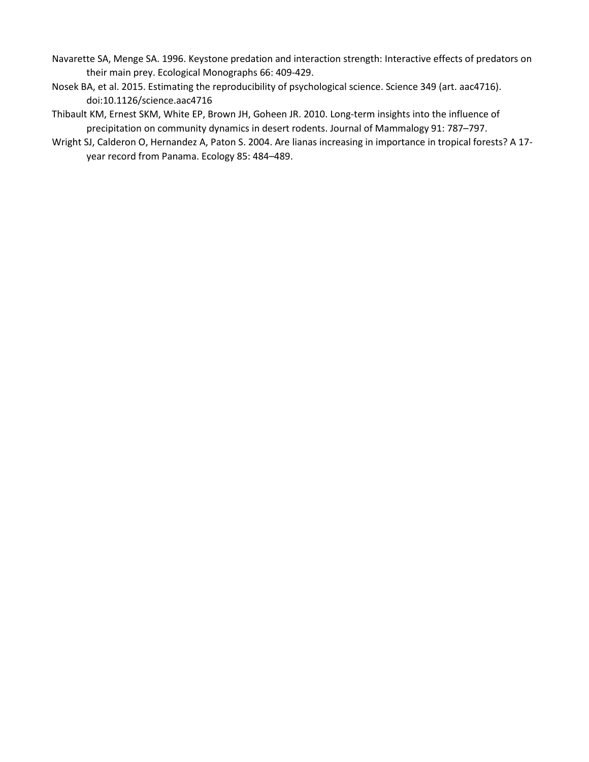Navarette SA, Menge SA. 1996. Keystone predation and interaction strength: Interactive effects of predators on their main prey. Ecological Monographs 66: 409-429.

Nosek BA, et al. 2015. Estimating the reproducibility of psychological science. Science 349 (art. aac4716). doi:10.1126/science.aac4716

Thibault KM, Ernest SKM, White EP, Brown JH, Goheen JR. 2010. Long-term insights into the influence of precipitation on community dynamics in desert rodents. Journal of Mammalogy 91: 787–797.

Wright SJ, Calderon O, Hernandez A, Paton S. 2004. Are lianas increasing in importance in tropical forests? A 17-year record from Panama. Ecology 85: 484–489.